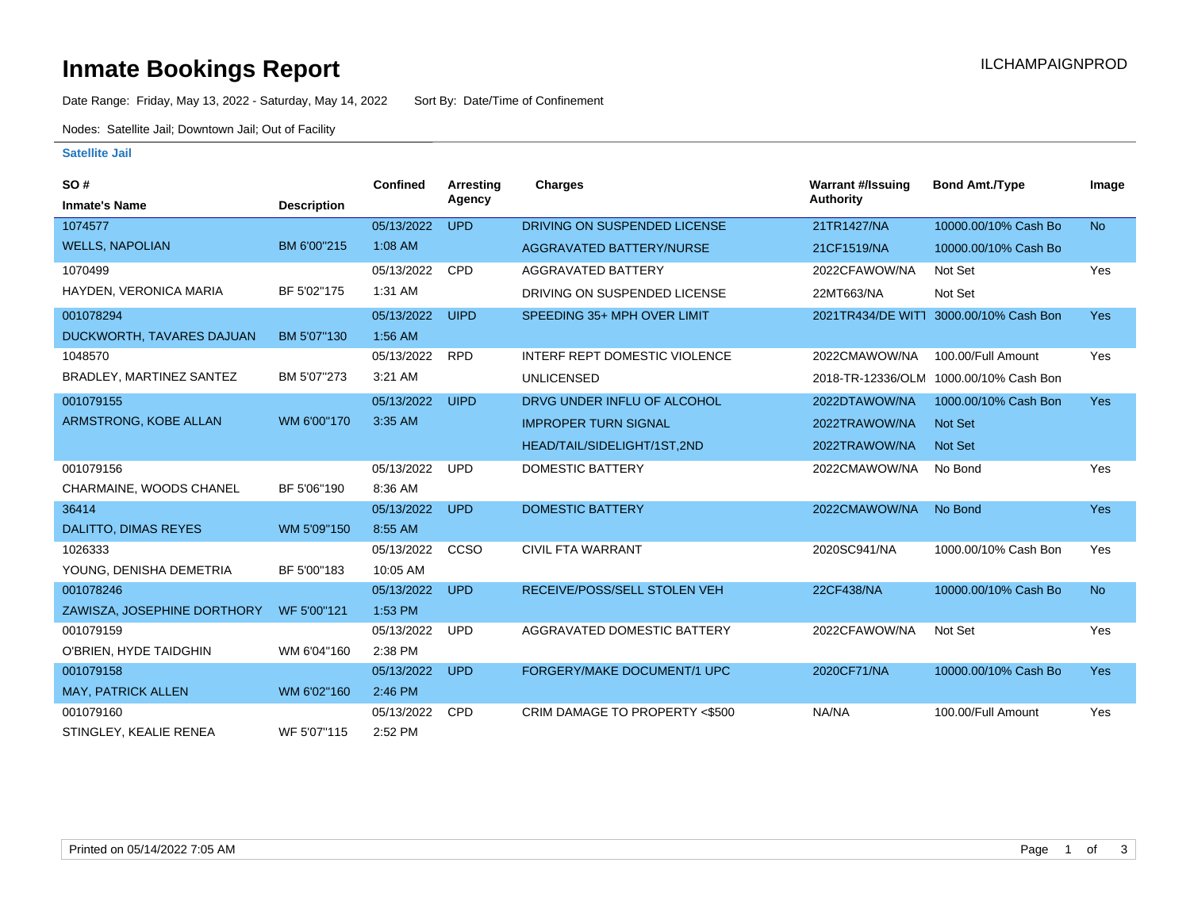# Inmate Bookings Report

ILCHAMPAIGNPROD

Date Range: Friday, May 13, 2022 - Saturday, May 14, 2022    Sort By: Date/Time of Confinement

Nodes: Satellite Jail; Downtown Jail; Out of Facility

### Satellite Jail

| SO # / Inmate's Name | Description | Confined | Arresting Agency | Charges | Warrant #/Issuing Authority | Bond Amt./Type | Image |
|---|---|---|---|---|---|---|---|
| 1074577 | | 05/13/2022 | UPD | DRIVING ON SUSPENDED LICENSE | 21TR1427/NA | 10000.00/10% Cash Bo | No |
| WELLS, NAPOLIAN | BM 6'00"215 | 1:08 AM | | AGGRAVATED BATTERY/NURSE | 21CF1519/NA | 10000.00/10% Cash Bo | |
| 1070499 | | 05/13/2022 | CPD | AGGRAVATED BATTERY | 2022CFAWOW/NA | Not Set | Yes |
| HAYDEN, VERONICA MARIA | BF 5'02"175 | 1:31 AM | | DRIVING ON SUSPENDED LICENSE | 22MT663/NA | Not Set | |
| 001078294 | | 05/13/2022 | UIPD | SPEEDING 35+ MPH OVER LIMIT | 2021TR434/DE WITT | 3000.00/10% Cash Bon | Yes |
| DUCKWORTH, TAVARES DAJUAN | BM 5'07"130 | 1:56 AM | | | | | |
| 1048570 | | 05/13/2022 | RPD | INTERF REPT DOMESTIC VIOLENCE | 2022CMAWOW/NA | 100.00/Full Amount | Yes |
| BRADLEY, MARTINEZ SANTEZ | BM 5'07"273 | 3:21 AM | | UNLICENSED | 2018-TR-12336/OLM | 1000.00/10% Cash Bon | |
| 001079155 | | 05/13/2022 | UIPD | DRVG UNDER INFLU OF ALCOHOL | 2022DTAWOW/NA | 1000.00/10% Cash Bon | Yes |
| ARMSTRONG, KOBE ALLAN | WM 6'00"170 | 3:35 AM | | IMPROPER TURN SIGNAL | 2022TRAWOW/NA | Not Set | |
| | | | | HEAD/TAIL/SIDELIGHT/1ST,2ND | 2022TRAWOW/NA | Not Set | |
| 001079156 | | 05/13/2022 | UPD | DOMESTIC BATTERY | 2022CMAWOW/NA | No Bond | Yes |
| CHARMAINE, WOODS CHANEL | BF 5'06"190 | 8:36 AM | | | | | |
| 36414 | | 05/13/2022 | UPD | DOMESTIC BATTERY | 2022CMAWOW/NA | No Bond | Yes |
| DALITTO, DIMAS REYES | WM 5'09"150 | 8:55 AM | | | | | |
| 1026333 | | 05/13/2022 | CCSO | CIVIL FTA WARRANT | 2020SC941/NA | 1000.00/10% Cash Bon | Yes |
| YOUNG, DENISHA DEMETRIA | BF 5'00"183 | 10:05 AM | | | | | |
| 001078246 | | 05/13/2022 | UPD | RECEIVE/POSS/SELL STOLEN VEH | 22CF438/NA | 10000.00/10% Cash Bo | No |
| ZAWISZA, JOSEPHINE DORTHORY | WF 5'00"121 | 1:53 PM | | | | | |
| 001079159 | | 05/13/2022 | UPD | AGGRAVATED DOMESTIC BATTERY | 2022CFAWOW/NA | Not Set | Yes |
| O'BRIEN, HYDE TAIDGHIN | WM 6'04"160 | 2:38 PM | | | | | |
| 001079158 | | 05/13/2022 | UPD | FORGERY/MAKE DOCUMENT/1 UPC | 2020CF71/NA | 10000.00/10% Cash Bo | Yes |
| MAY, PATRICK ALLEN | WM 6'02"160 | 2:46 PM | | | | | |
| 001079160 | | 05/13/2022 | CPD | CRIM DAMAGE TO PROPERTY <$500 | NA/NA | 100.00/Full Amount | Yes |
| STINGLEY, KEALIE RENEA | WF 5'07"115 | 2:52 PM | | | | | |

Printed on 05/14/2022 7:05 AM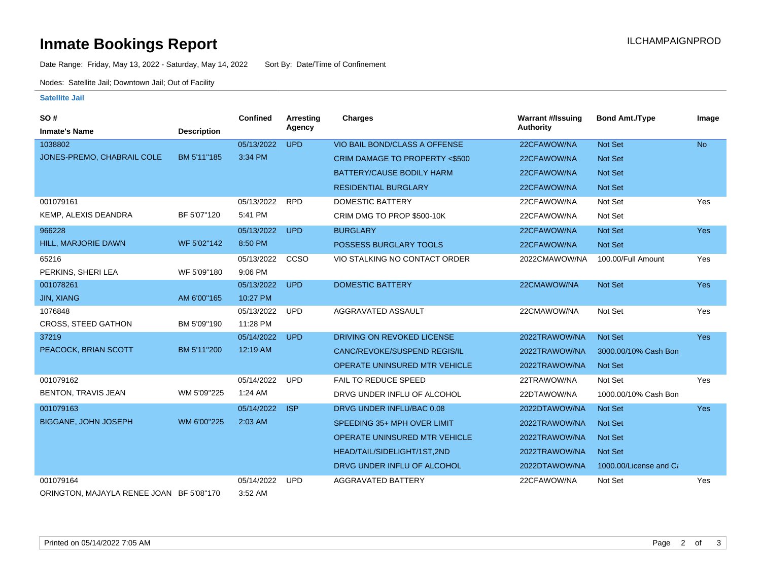# Inmate Bookings Report

ILCHAMPAIGNPROD

Date Range: Friday, May 13, 2022 - Saturday, May 14, 2022    Sort By: Date/Time of Confinement

Nodes: Satellite Jail; Downtown Jail; Out of Facility

### Satellite Jail

| SO # / Inmate's Name | Description | Confined | Arresting Agency | Charges | Warrant #/Issuing Authority | Bond Amt./Type | Image |
|---|---|---|---|---|---|---|---|
| 1038802 | | 05/13/2022 | UPD | VIO BAIL BOND/CLASS A OFFENSE | 22CFAWOW/NA | Not Set | No |
| JONES-PREMO, CHABRAIL COLE | BM 5'11"185 | 3:34 PM | | CRIM DAMAGE TO PROPERTY <$500 | 22CFAWOW/NA | Not Set | |
| | | | | BATTERY/CAUSE BODILY HARM | 22CFAWOW/NA | Not Set | |
| | | | | RESIDENTIAL BURGLARY | 22CFAWOW/NA | Not Set | |
| 001079161 | | 05/13/2022 | RPD | DOMESTIC BATTERY | 22CFAWOW/NA | Not Set | Yes |
| KEMP, ALEXIS DEANDRA | BF 5'07"120 | 5:41 PM | | CRIM DMG TO PROP $500-10K | 22CFAWOW/NA | Not Set | |
| 966228 | | 05/13/2022 | UPD | BURGLARY | 22CFAWOW/NA | Not Set | Yes |
| HILL, MARJORIE DAWN | WF 5'02"142 | 8:50 PM | | POSSESS BURGLARY TOOLS | 22CFAWOW/NA | Not Set | |
| 65216 | | 05/13/2022 | CCSO | VIO STALKING NO CONTACT ORDER | 2022CMAWOW/NA | 100.00/Full Amount | Yes |
| PERKINS, SHERI LEA | WF 5'09"180 | 9:06 PM | | | | | |
| 001078261 | | 05/13/2022 | UPD | DOMESTIC BATTERY | 22CMAWOW/NA | Not Set | Yes |
| JIN, XIANG | AM 6'00"165 | 10:27 PM | | | | | |
| 1076848 | | 05/13/2022 | UPD | AGGRAVATED ASSAULT | 22CMAWOW/NA | Not Set | Yes |
| CROSS, STEED GATHON | BM 5'09"190 | 11:28 PM | | | | | |
| 37219 | | 05/14/2022 | UPD | DRIVING ON REVOKED LICENSE | 2022TRAWOW/NA | Not Set | Yes |
| PEACOCK, BRIAN SCOTT | BM 5'11"200 | 12:19 AM | | CANC/REVOKE/SUSPEND REGIS/IL | 2022TRAWOW/NA | 3000.00/10% Cash Bon | |
| | | | | OPERATE UNINSURED MTR VEHICLE | 2022TRAWOW/NA | Not Set | |
| 001079162 | | 05/14/2022 | UPD | FAIL TO REDUCE SPEED | 22TRAWOW/NA | Not Set | Yes |
| BENTON, TRAVIS JEAN | WM 5'09"225 | 1:24 AM | | DRVG UNDER INFLU OF ALCOHOL | 22DTAWOW/NA | 1000.00/10% Cash Bon | |
| 001079163 | | 05/14/2022 | ISP | DRVG UNDER INFLU/BAC 0.08 | 2022DTAWOW/NA | Not Set | Yes |
| BIGGANE, JOHN JOSEPH | WM 6'00"225 | 2:03 AM | | SPEEDING 35+ MPH OVER LIMIT | 2022TRAWOW/NA | Not Set | |
| | | | | OPERATE UNINSURED MTR VEHICLE | 2022TRAWOW/NA | Not Set | |
| | | | | HEAD/TAIL/SIDELIGHT/1ST,2ND | 2022TRAWOW/NA | Not Set | |
| | | | | DRVG UNDER INFLU OF ALCOHOL | 2022DTAWOW/NA | 1000.00/License and Ca | |
| 001079164 | | 05/14/2022 | UPD | AGGRAVATED BATTERY | 22CFAWOW/NA | Not Set | Yes |
| ORINGTON, MAJAYLA RENEE JOAN | BF 5'08"170 | 3:52 AM | | | | | |

Printed on 05/14/2022 7:05 AM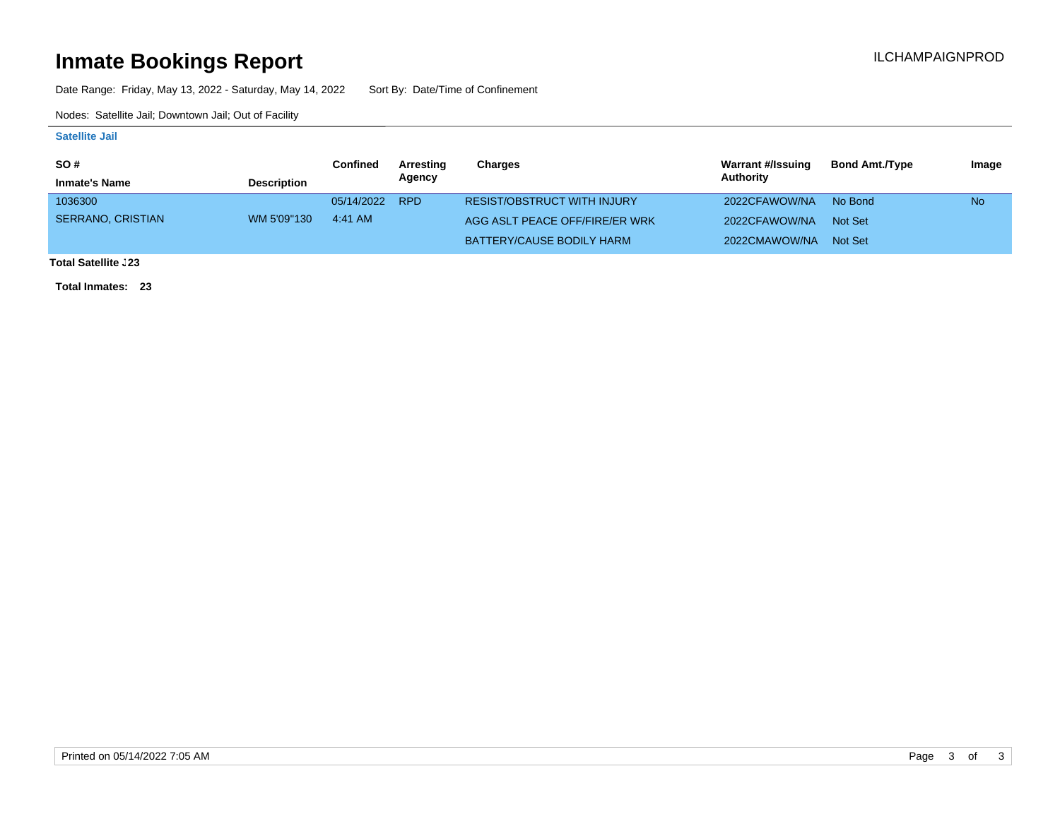# Inmate Bookings Report

ILCHAMPAIGNPROD

Date Range: Friday, May 13, 2022 - Saturday, May 14, 2022    Sort By: Date/Time of Confinement

Nodes: Satellite Jail; Downtown Jail; Out of Facility

**Satellite Jail**

| SO # / Inmate's Name | Description | Confined | Arresting Agency | Charges | Warrant #/Issuing Authority | Bond Amt./Type | Image |
|---|---|---|---|---|---|---|---|
| 1036300 SERRANO, CRISTIAN | WM 5'09"130 | 05/14/2022 4:41 AM | RPD | RESIST/OBSTRUCT WITH INJURY | 2022CFAWOW/NA | No Bond | No |
| | | | | AGG ASLT PEACE OFF/FIRE/ER WRK | 2022CFAWOW/NA | Not Set | |
| | | | | BATTERY/CAUSE BODILY HARM | 2022CMAWOW/NA | Not Set | |

**Total Satellite J23**

**Total Inmates: 23**

Printed on 05/14/2022 7:05 AM